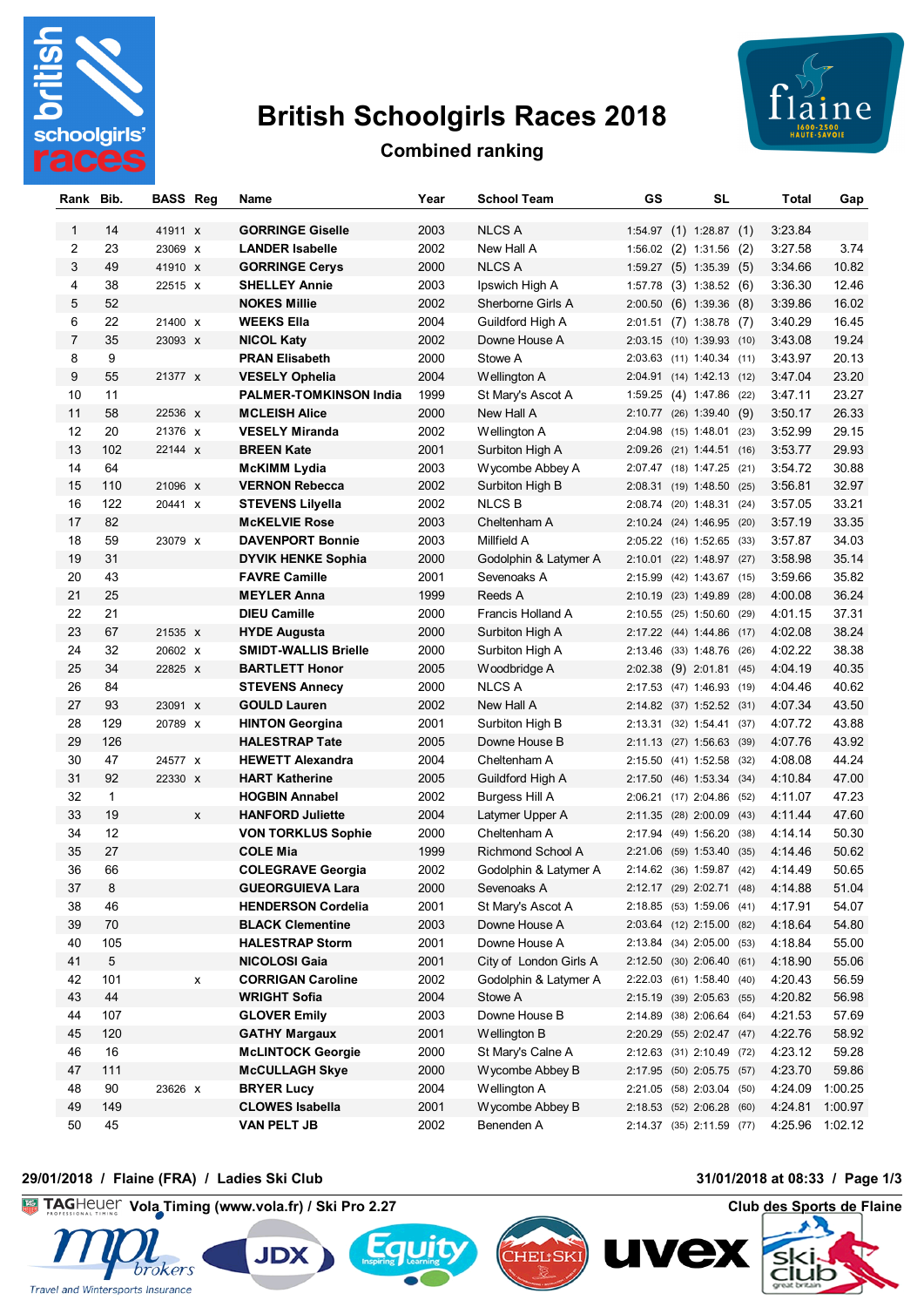# British Schoolgirls Races 2018

## Combined ranking

| Rank | Bib. | BASS | Reg | Name | Year | School Team | GS | SL | Total | Gap |
|---|---|---|---|---|---|---|---|---|---|---|
| 1 | 14 | 41911 | x | **GORRINGE Giselle** | 2003 | NLCS A | 1:54.97 (1) | 1:28.87 (1) | 3:23.84 | |
| 2 | 23 | 23069 | x | **LANDER Isabelle** | 2002 | New Hall A | 1:56.02 (2) | 1:31.56 (2) | 3:27.58 | 3.74 |
| 3 | 49 | 41910 | x | **GORRINGE Cerys** | 2000 | NLCS A | 1:59.27 (5) | 1:35.39 (5) | 3:34.66 | 10.82 |
| 4 | 38 | 22515 | x | **SHELLEY Annie** | 2003 | Ipswich High A | 1:57.78 (3) | 1:38.52 (6) | 3:36.30 | 12.46 |
| 5 | 52 | | | **NOKES Millie** | 2002 | Sherborne Girls A | 2:00.50 (6) | 1:39.36 (8) | 3:39.86 | 16.02 |
| 6 | 22 | 21400 | x | **WEEKS Ella** | 2004 | Guildford High A | 2:01.51 (7) | 1:38.78 (7) | 3:40.29 | 16.45 |
| 7 | 35 | 23093 | x | **NICOL Katy** | 2002 | Downe House A | 2:03.15 (10) | 1:39.93 (10) | 3:43.08 | 19.24 |
| 8 | 9 | | | **PRAN Elisabeth** | 2000 | Stowe A | 2:03.63 (11) | 1:40.34 (11) | 3:43.97 | 20.13 |
| 9 | 55 | 21377 | x | **VESELY Ophelia** | 2004 | Wellington A | 2:04.91 (14) | 1:42.13 (12) | 3:47.04 | 23.20 |
| 10 | 11 | | | **PALMER-TOMKINSON India** | 1999 | St Mary's Ascot A | 1:59.25 (4) | 1:47.86 (22) | 3:47.11 | 23.27 |
| 11 | 58 | 22536 | x | **MCLEISH Alice** | 2000 | New Hall A | 2:10.77 (26) | 1:39.40 (9) | 3:50.17 | 26.33 |
| 12 | 20 | 21376 | x | **VESELY Miranda** | 2002 | Wellington A | 2:04.98 (15) | 1:48.01 (23) | 3:52.99 | 29.15 |
| 13 | 102 | 22144 | x | **BREEN Kate** | 2001 | Surbiton High A | 2:09.26 (21) | 1:44.51 (16) | 3:53.77 | 29.93 |
| 14 | 64 | | | **McKIMM Lydia** | 2003 | Wycombe Abbey A | 2:07.47 (18) | 1:47.25 (21) | 3:54.72 | 30.88 |
| 15 | 110 | 21096 | x | **VERNON Rebecca** | 2002 | Surbiton High B | 2:08.31 (19) | 1:48.50 (25) | 3:56.81 | 32.97 |
| 16 | 122 | 20441 | x | **STEVENS Lilyella** | 2002 | NLCS B | 2:08.74 (20) | 1:48.31 (24) | 3:57.05 | 33.21 |
| 17 | 82 | | | **McKELVIE Rose** | 2003 | Cheltenham A | 2:10.24 (24) | 1:46.95 (20) | 3:57.19 | 33.35 |
| 18 | 59 | 23079 | x | **DAVENPORT Bonnie** | 2003 | Millfield A | 2:05.22 (16) | 1:52.65 (33) | 3:57.87 | 34.03 |
| 19 | 31 | | | **DYVIK HENKE Sophia** | 2000 | Godolphin & Latymer A | 2:10.01 (22) | 1:48.97 (27) | 3:58.98 | 35.14 |
| 20 | 43 | | | **FAVRE Camille** | 2001 | Sevenoaks A | 2:15.99 (42) | 1:43.67 (15) | 3:59.66 | 35.82 |
| 21 | 25 | | | **MEYLER Anna** | 1999 | Reeds A | 2:10.19 (23) | 1:49.89 (28) | 4:00.08 | 36.24 |
| 22 | 21 | | | **DIEU Camille** | 2000 | Francis Holland A | 2:10.55 (25) | 1:50.60 (29) | 4:01.15 | 37.31 |
| 23 | 67 | 21535 | x | **HYDE Augusta** | 2000 | Surbiton High A | 2:17.22 (44) | 1:44.86 (17) | 4:02.08 | 38.24 |
| 24 | 32 | 20602 | x | **SMIDT-WALLIS Brielle** | 2000 | Surbiton High A | 2:13.46 (33) | 1:48.76 (26) | 4:02.22 | 38.38 |
| 25 | 34 | 22825 | x | **BARTLETT Honor** | 2005 | Woodbridge A | 2:02.38 (9) | 2:01.81 (45) | 4:04.19 | 40.35 |
| 26 | 84 | | | **STEVENS Annecy** | 2000 | NLCS A | 2:17.53 (47) | 1:46.93 (19) | 4:04.46 | 40.62 |
| 27 | 93 | 23091 | x | **GOULD Lauren** | 2002 | New Hall A | 2:14.82 (37) | 1:52.52 (31) | 4:07.34 | 43.50 |
| 28 | 129 | 20789 | x | **HINTON Georgina** | 2001 | Surbiton High B | 2:13.31 (32) | 1:54.41 (37) | 4:07.72 | 43.88 |
| 29 | 126 | | | **HALESTRAP Tate** | 2005 | Downe House B | 2:11.13 (27) | 1:56.63 (39) | 4:07.76 | 43.92 |
| 30 | 47 | 24577 | x | **HEWETT Alexandra** | 2004 | Cheltenham A | 2:15.50 (41) | 1:52.58 (32) | 4:08.08 | 44.24 |
| 31 | 92 | 22330 | x | **HART Katherine** | 2005 | Guildford High A | 2:17.50 (46) | 1:53.34 (34) | 4:10.84 | 47.00 |
| 32 | 1 | | | **HOGBIN Annabel** | 2002 | Burgess Hill A | 2:06.21 (17) | 2:04.86 (52) | 4:11.07 | 47.23 |
| 33 | 19 | | x | **HANFORD Juliette** | 2004 | Latymer Upper A | 2:11.35 (28) | 2:00.09 (43) | 4:11.44 | 47.60 |
| 34 | 12 | | | **VON TORKLUS Sophie** | 2000 | Cheltenham A | 2:17.94 (49) | 1:56.20 (38) | 4:14.14 | 50.30 |
| 35 | 27 | | | **COLE Mia** | 1999 | Richmond School A | 2:21.06 (59) | 1:53.40 (35) | 4:14.46 | 50.62 |
| 36 | 66 | | | **COLEGRAVE Georgia** | 2002 | Godolphin & Latymer A | 2:14.62 (36) | 1:59.87 (42) | 4:14.49 | 50.65 |
| 37 | 8 | | | **GUEORGUIEVA Lara** | 2000 | Sevenoaks A | 2:12.17 (29) | 2:02.71 (48) | 4:14.88 | 51.04 |
| 38 | 46 | | | **HENDERSON Cordelia** | 2001 | St Mary's Ascot A | 2:18.85 (53) | 1:59.06 (41) | 4:17.91 | 54.07 |
| 39 | 70 | | | **BLACK Clementine** | 2003 | Downe House A | 2:03.64 (12) | 2:15.00 (82) | 4:18.64 | 54.80 |
| 40 | 105 | | | **HALESTRAP Storm** | 2001 | Downe House A | 2:13.84 (34) | 2:05.00 (53) | 4:18.84 | 55.00 |
| 41 | 5 | | | **NICOLOSI Gaia** | 2001 | City of London Girls A | 2:12.50 (30) | 2:06.40 (61) | 4:18.90 | 55.06 |
| 42 | 101 | | x | **CORRIGAN Caroline** | 2002 | Godolphin & Latymer A | 2:22.03 (61) | 1:58.40 (40) | 4:20.43 | 56.59 |
| 43 | 44 | | | **WRIGHT Sofia** | 2004 | Stowe A | 2:15.19 (39) | 2:05.63 (55) | 4:20.82 | 56.98 |
| 44 | 107 | | | **GLOVER Emily** | 2003 | Downe House B | 2:14.89 (38) | 2:06.64 (64) | 4:21.53 | 57.69 |
| 45 | 120 | | | **GATHY Margaux** | 2001 | Wellington B | 2:20.29 (55) | 2:02.47 (47) | 4:22.76 | 58.92 |
| 46 | 16 | | | **McLINTOCK Georgie** | 2000 | St Mary's Calne A | 2:12.63 (31) | 2:10.49 (72) | 4:23.12 | 59.28 |
| 47 | 111 | | | **McCULLAGH Skye** | 2000 | Wycombe Abbey B | 2:17.95 (50) | 2:05.75 (57) | 4:23.70 | 59.86 |
| 48 | 90 | 23626 | x | **BRYER Lucy** | 2004 | Wellington A | 2:21.05 (58) | 2:03.04 (50) | 4:24.09 | 1:00.25 |
| 49 | 149 | | | **CLOWES Isabella** | 2001 | Wycombe Abbey B | 2:18.53 (52) | 2:06.28 (60) | 4:24.81 | 1:00.97 |
| 50 | 45 | | | **VAN PELT JB** | 2002 | Benenden A | 2:14.37 (35) | 2:11.59 (77) | 4:25.96 | 1:02.12 |

**29/01/2018 / Flaine (FRA) / Ladies Ski Club** — **31/01/2018 at 08:33**

TAGHeuer Vola Timing (www.vola.fr) / Ski Pro 2.27 — Club des Sports de Flaine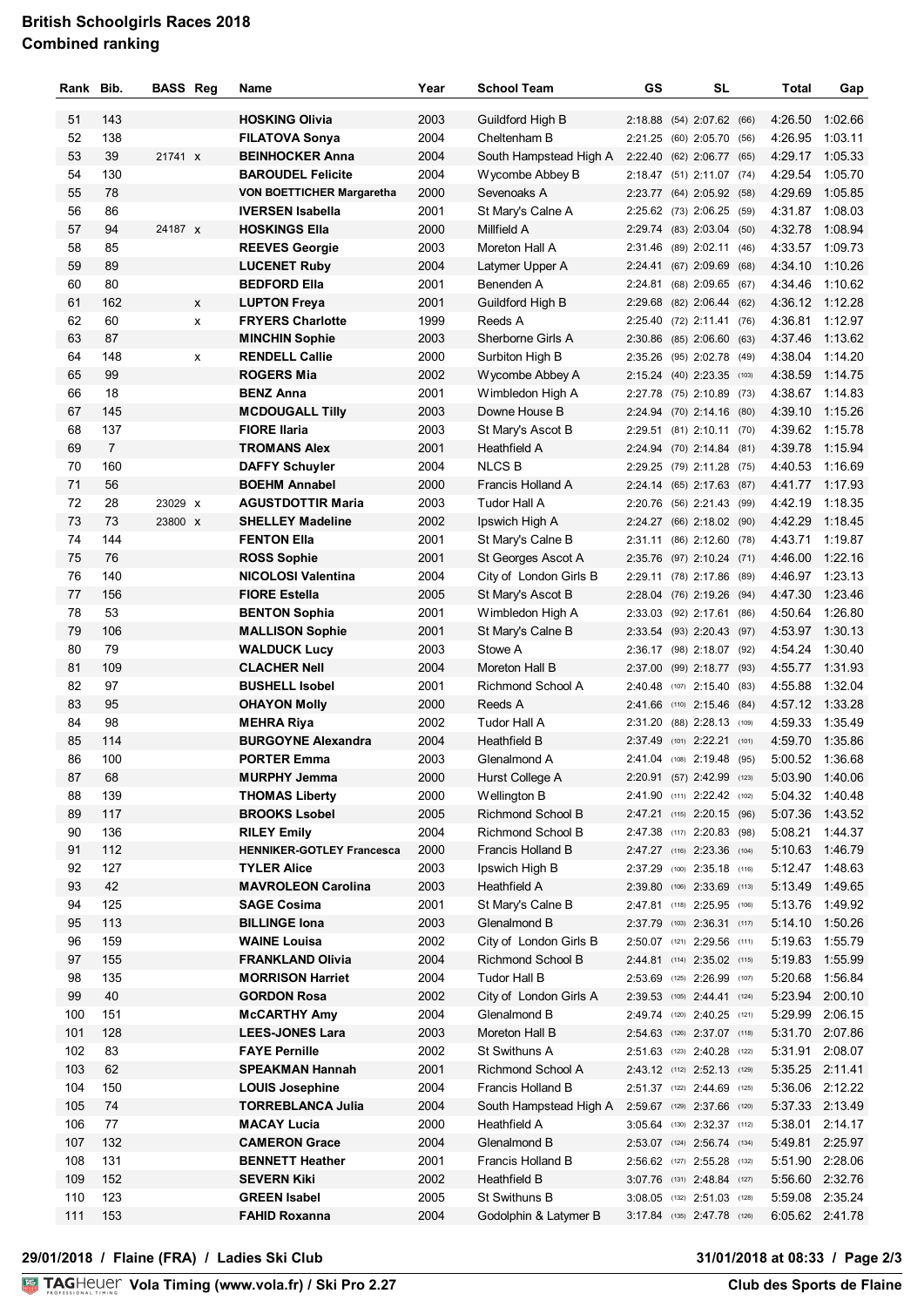# British Schoolgirls Races 2018
## Combined ranking

| Rank | Bib. | BASS | Reg | Name | Year | School Team | GS | | SL | | Total | Gap |
|---|---|---|---|---|---|---|---|---|---|---|---|---|
| 51 | 143 | | | **HOSKING Olivia** | 2003 | Guildford High B | 2:18.88 | (54) | 2:07.62 | (66) | 4:26.50 | 1:02.66 |
| 52 | 138 | | | **FILATOVA Sonya** | 2004 | Cheltenham B | 2:21.25 | (60) | 2:05.70 | (56) | 4:26.95 | 1:03.11 |
| 53 | 39 | 21741 | x | **BEINHOCKER Anna** | 2004 | South Hampstead High A | 2:22.40 | (62) | 2:06.77 | (65) | 4:29.17 | 1:05.33 |
| 54 | 130 | | | **BAROUDEL Felicite** | 2004 | Wycombe Abbey B | 2:18.47 | (51) | 2:11.07 | (74) | 4:29.54 | 1:05.70 |
| 55 | 78 | | | **VON BOETTICHER Margaretha** | 2000 | Sevenoaks A | 2:23.77 | (64) | 2:05.92 | (58) | 4:29.69 | 1:05.85 |
| 56 | 86 | | | **IVERSEN Isabella** | 2001 | St Mary's Calne A | 2:25.62 | (73) | 2:06.25 | (59) | 4:31.87 | 1:08.03 |
| 57 | 94 | 24187 | x | **HOSKINGS Ella** | 2000 | Millfield A | 2:29.74 | (83) | 2:03.04 | (50) | 4:32.78 | 1:08.94 |
| 58 | 85 | | | **REEVES Georgie** | 2003 | Moreton Hall A | 2:31.46 | (89) | 2:02.11 | (46) | 4:33.57 | 1:09.73 |
| 59 | 89 | | | **LUCENET Ruby** | 2004 | Latymer Upper A | 2:24.41 | (67) | 2:09.69 | (68) | 4:34.10 | 1:10.26 |
| 60 | 80 | | | **BEDFORD Ella** | 2001 | Benenden A | 2:24.81 | (68) | 2:09.65 | (67) | 4:34.46 | 1:10.62 |
| 61 | 162 | | x | **LUPTON Freya** | 2001 | Guildford High B | 2:29.68 | (82) | 2:06.44 | (62) | 4:36.12 | 1:12.28 |
| 62 | 60 | | x | **FRYERS Charlotte** | 1999 | Reeds A | 2:25.40 | (72) | 2:11.41 | (76) | 4:36.81 | 1:12.97 |
| 63 | 87 | | | **MINCHIN Sophie** | 2003 | Sherborne Girls A | 2:30.86 | (85) | 2:06.60 | (63) | 4:37.46 | 1:13.62 |
| 64 | 148 | | x | **RENDELL Callie** | 2000 | Surbiton High B | 2:35.26 | (95) | 2:02.78 | (49) | 4:38.04 | 1:14.20 |
| 65 | 99 | | | **ROGERS Mia** | 2002 | Wycombe Abbey A | 2:15.24 | (40) | 2:23.35 | (103) | 4:38.59 | 1:14.75 |
| 66 | 18 | | | **BENZ Anna** | 2001 | Wimbledon High A | 2:27.78 | (75) | 2:10.89 | (73) | 4:38.67 | 1:14.83 |
| 67 | 145 | | | **MCDOUGALL Tilly** | 2003 | Downe House B | 2:24.94 | (70) | 2:14.16 | (80) | 4:39.10 | 1:15.26 |
| 68 | 137 | | | **FIORE Ilaria** | 2003 | St Mary's Ascot B | 2:29.51 | (81) | 2:10.11 | (70) | 4:39.62 | 1:15.78 |
| 69 | 7 | | | **TROMANS Alex** | 2001 | Heathfield A | 2:24.94 | (70) | 2:14.84 | (81) | 4:39.78 | 1:15.94 |
| 70 | 160 | | | **DAFFY Schuyler** | 2004 | NLCS B | 2:29.25 | (79) | 2:11.28 | (75) | 4:40.53 | 1:16.69 |
| 71 | 56 | | | **BOEHM Annabel** | 2000 | Francis Holland A | 2:24.14 | (65) | 2:17.63 | (87) | 4:41.77 | 1:17.93 |
| 72 | 28 | 23029 | x | **AGUSTDOTTIR Maria** | 2003 | Tudor Hall A | 2:20.76 | (56) | 2:21.43 | (99) | 4:42.19 | 1:18.35 |
| 73 | 73 | 23800 | x | **SHELLEY Madeline** | 2002 | Ipswich High A | 2:24.27 | (66) | 2:18.02 | (90) | 4:42.29 | 1:18.45 |
| 74 | 144 | | | **FENTON Ella** | 2001 | St Mary's Calne B | 2:31.11 | (86) | 2:12.60 | (78) | 4:43.71 | 1:19.87 |
| 75 | 76 | | | **ROSS Sophie** | 2001 | St Georges Ascot A | 2:35.76 | (97) | 2:10.24 | (71) | 4:46.00 | 1:22.16 |
| 76 | 140 | | | **NICOLOSI Valentina** | 2004 | City of London Girls B | 2:29.11 | (78) | 2:17.86 | (89) | 4:46.97 | 1:23.13 |
| 77 | 156 | | | **FIORE Estella** | 2005 | St Mary's Ascot B | 2:28.04 | (76) | 2:19.26 | (94) | 4:47.30 | 1:23.46 |
| 78 | 53 | | | **BENTON Sophia** | 2001 | Wimbledon High A | 2:33.03 | (92) | 2:17.61 | (86) | 4:50.64 | 1:26.80 |
| 79 | 106 | | | **MALLISON Sophie** | 2001 | St Mary's Calne B | 2:33.54 | (93) | 2:20.43 | (97) | 4:53.97 | 1:30.13 |
| 80 | 79 | | | **WALDUCK Lucy** | 2003 | Stowe A | 2:36.17 | (98) | 2:18.07 | (92) | 4:54.24 | 1:30.40 |
| 81 | 109 | | | **CLACHER Nell** | 2004 | Moreton Hall B | 2:37.00 | (99) | 2:18.77 | (93) | 4:55.77 | 1:31.93 |
| 82 | 97 | | | **BUSHELL Isobel** | 2001 | Richmond School A | 2:40.48 | (107) | 2:15.40 | (83) | 4:55.88 | 1:32.04 |
| 83 | 95 | | | **OHAYON Molly** | 2000 | Reeds A | 2:41.66 | (110) | 2:15.46 | (84) | 4:57.12 | 1:33.28 |
| 84 | 98 | | | **MEHRA Riya** | 2002 | Tudor Hall A | 2:31.20 | (88) | 2:28.13 | (109) | 4:59.33 | 1:35.49 |
| 85 | 114 | | | **BURGOYNE Alexandra** | 2004 | Heathfield B | 2:37.49 | (101) | 2:22.21 | (101) | 4:59.70 | 1:35.86 |
| 86 | 100 | | | **PORTER Emma** | 2003 | Glenalmond A | 2:41.04 | (108) | 2:19.48 | (95) | 5:00.52 | 1:36.68 |
| 87 | 68 | | | **MURPHY Jemma** | 2000 | Hurst College A | 2:20.91 | (57) | 2:42.99 | (123) | 5:03.90 | 1:40.06 |
| 88 | 139 | | | **THOMAS Liberty** | 2000 | Wellington B | 2:41.90 | (111) | 2:22.42 | (102) | 5:04.32 | 1:40.48 |
| 89 | 117 | | | **BROOKS Lsobel** | 2005 | Richmond School B | 2:47.21 | (115) | 2:20.15 | (96) | 5:07.36 | 1:43.52 |
| 90 | 136 | | | **RILEY Emily** | 2004 | Richmond School B | 2:47.38 | (117) | 2:20.83 | (98) | 5:08.21 | 1:44.37 |
| 91 | 112 | | | **HENNIKER-GOTLEY Francesca** | 2000 | Francis Holland B | 2:47.27 | (116) | 2:23.36 | (104) | 5:10.63 | 1:46.79 |
| 92 | 127 | | | **TYLER Alice** | 2003 | Ipswich High B | 2:37.29 | (100) | 2:35.18 | (116) | 5:12.47 | 1:48.63 |
| 93 | 42 | | | **MAVROLEON Carolina** | 2003 | Heathfield A | 2:39.80 | (106) | 2:33.69 | (113) | 5:13.49 | 1:49.65 |
| 94 | 125 | | | **SAGE Cosima** | 2001 | St Mary's Calne B | 2:47.81 | (118) | 2:25.95 | (106) | 5:13.76 | 1:49.92 |
| 95 | 113 | | | **BILLINGE Iona** | 2003 | Glenalmond B | 2:37.79 | (103) | 2:36.31 | (117) | 5:14.10 | 1:50.26 |
| 96 | 159 | | | **WAINE Louisa** | 2002 | City of London Girls B | 2:50.07 | (121) | 2:29.56 | (111) | 5:19.63 | 1:55.79 |
| 97 | 155 | | | **FRANKLAND Olivia** | 2004 | Richmond School B | 2:44.81 | (114) | 2:35.02 | (115) | 5:19.83 | 1:55.99 |
| 98 | 135 | | | **MORRISON Harriet** | 2004 | Tudor Hall B | 2:53.69 | (125) | 2:26.99 | (107) | 5:20.68 | 1:56.84 |
| 99 | 40 | | | **GORDON Rosa** | 2002 | City of London Girls A | 2:39.53 | (105) | 2:44.41 | (124) | 5:23.94 | 2:00.10 |
| 100 | 151 | | | **McCARTHY Amy** | 2004 | Glenalmond B | 2:49.74 | (120) | 2:40.25 | (121) | 5:29.99 | 2:06.15 |
| 101 | 128 | | | **LEES-JONES Lara** | 2003 | Moreton Hall B | 2:54.63 | (126) | 2:37.07 | (118) | 5:31.70 | 2:07.86 |
| 102 | 83 | | | **FAYE Pernille** | 2002 | St Swithuns A | 2:51.63 | (123) | 2:40.28 | (122) | 5:31.91 | 2:08.07 |
| 103 | 62 | | | **SPEAKMAN Hannah** | 2001 | Richmond School A | 2:43.12 | (112) | 2:52.13 | (129) | 5:35.25 | 2:11.41 |
| 104 | 150 | | | **LOUIS Josephine** | 2004 | Francis Holland B | 2:51.37 | (122) | 2:44.69 | (125) | 5:36.06 | 2:12.22 |
| 105 | 74 | | | **TORREBLANCA Julia** | 2004 | South Hampstead High A | 2:59.67 | (129) | 2:37.66 | (120) | 5:37.33 | 2:13.49 |
| 106 | 77 | | | **MACAY Lucia** | 2000 | Heathfield A | 3:05.64 | (130) | 2:32.37 | (112) | 5:38.01 | 2:14.17 |
| 107 | 132 | | | **CAMERON Grace** | 2004 | Glenalmond B | 2:53.07 | (124) | 2:56.74 | (134) | 5:49.81 | 2:25.97 |
| 108 | 131 | | | **BENNETT Heather** | 2001 | Francis Holland B | 2:56.62 | (127) | 2:55.28 | (132) | 5:51.90 | 2:28.06 |
| 109 | 152 | | | **SEVERN Kiki** | 2002 | Heathfield B | 3:07.76 | (131) | 2:48.84 | (127) | 5:56.60 | 2:32.76 |
| 110 | 123 | | | **GREEN Isabel** | 2005 | St Swithuns B | 3:08.05 | (132) | 2:51.03 | (128) | 5:59.08 | 2:35.24 |
| 111 | 153 | | | **FAHID Roxanna** | 2004 | Godolphin & Latymer B | 3:17.84 | (135) | 2:47.78 | (126) | 6:05.62 | 2:41.78 |

29/01/2018 / Flaine (FRA) / Ladies Ski Club

31/01/2018 at 08:33

TAGHeuer Vola Timing (www.vola.fr) / Ski Pro 2.27

Club des Sports de Flaine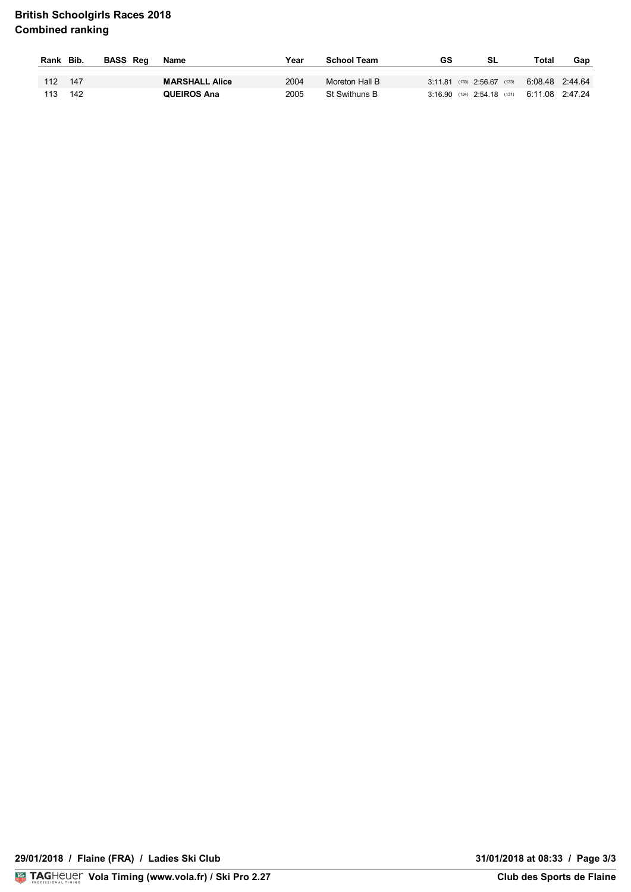**British Schoolgirls Races 2018**
**Combined ranking**

| Rank | Bib. | BASS | Reg | Name | Year | School Team | GS | | SL | | Total | Gap |
|---|---|---|---|---|---|---|---|---|---|---|---|---|
| 112 | 147 | | | **MARSHALL Alice** | 2004 | Moreton Hall B | 3:11.81 | (133) | 2:56.67 | (133) | 6:08.48 | 2:44.64 |
| 113 | 142 | | | **QUEIROS Ana** | 2005 | St Swithuns B | 3:16.90 | (134) | 2:54.18 | (131) | 6:11.08 | 2:47.24 |

**29/01/2018 / Flaine (FRA) / Ladies Ski Club** **31/01/2018 at 08:33**

**Vola Timing (www.vola.fr) / Ski Pro 2.27** **Club des Sports de Flaine**